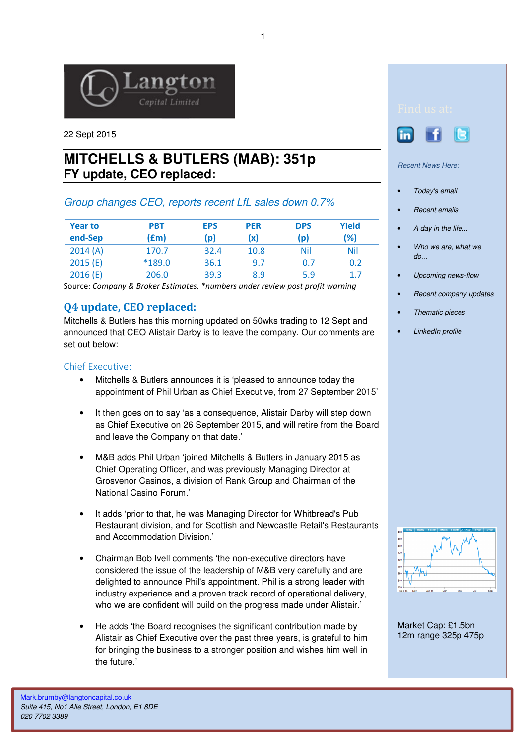Langton Capital Limited

22 Sept 2015

# MITCHELLS & BUTLERS (MAB): 351p
## FY update, CEO replaced:

*Group changes CEO, reports recent LfL sales down 0.7%*

| Year to end-Sep | PBT (£m) | EPS (p) | PER (x) | DPS (p) | Yield (%) |
|---|---|---|---|---|---|
| 2014 (A) | 170.7 | 32.4 | 10.8 | Nil | Nil |
| 2015 (E) | *189.0 | 36.1 | 9.7 | 0.7 | 0.2 |
| 2016 (E) | 206.0 | 39.3 | 8.9 | 5.9 | 1.7 |

Source: *Company & Broker Estimates, *numbers under review post profit warning*

## Q4 update, CEO replaced:

Mitchells & Butlers has this morning updated on 50wks trading to 12 Sept and announced that CEO Alistair Darby is to leave the company. Our comments are set out below:

### Chief Executive:

- Mitchells & Butlers announces it is 'pleased to announce today the appointment of Phil Urban as Chief Executive, from 27 September 2015'
- It then goes on to say 'as a consequence, Alistair Darby will step down as Chief Executive on 26 September 2015, and will retire from the Board and leave the Company on that date.'
- M&B adds Phil Urban 'joined Mitchells & Butlers in January 2015 as Chief Operating Officer, and was previously Managing Director at Grosvenor Casinos, a division of Rank Group and Chairman of the National Casino Forum.'
- It adds 'prior to that, he was Managing Director for Whitbread's Pub Restaurant division, and for Scottish and Newcastle Retail's Restaurants and Accommodation Division.'
- Chairman Bob Ivell comments 'the non-executive directors have considered the issue of the leadership of M&B very carefully and are delighted to announce Phil's appointment. Phil is a strong leader with industry experience and a proven track record of operational delivery, who we are confident will build on the progress made under Alistair.'
- He adds 'the Board recognises the significant contribution made by Alistair as Chief Executive over the past three years, is grateful to him for bringing the business to a stronger position and wishes him well in the future.'

Find us at:

*Recent News Here:*

- *Today's email*
- *Recent emails*
- *A day in the life...*
- *Who we are, what we do...*
- *Upcoming news-flow*
- *Recent company updates*
- *Thematic pieces*
- *LinkedIn profile*

Market Cap: £1.5bn
12m range 325p 475p

Mark.brumby@langtoncapital.co.uk
*Suite 415, No1 Alie Street, London, E1 8DE*
*020 7702 3389*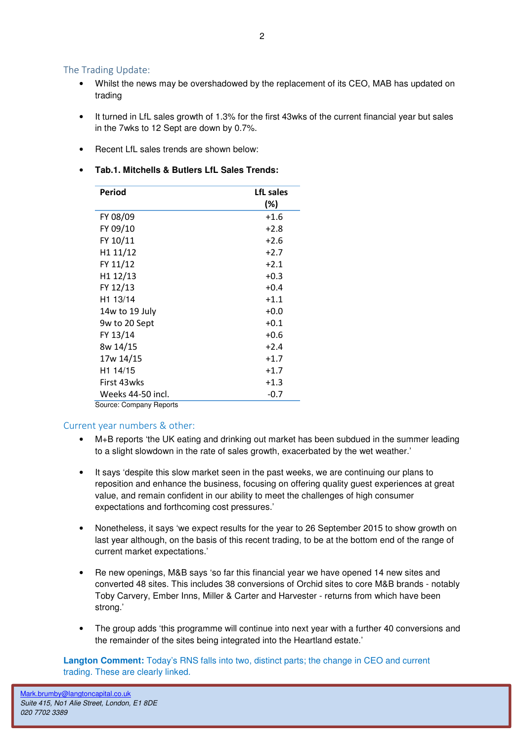## The Trading Update:

- Whilst the news may be overshadowed by the replacement of its CEO, MAB has updated on trading

- It turned in LfL sales growth of 1.3% for the first 43wks of the current financial year but sales in the 7wks to 12 Sept are down by 0.7%.

- Recent LfL sales trends are shown below:

- **Tab.1. Mitchells & Butlers LfL Sales Trends:**

| Period | LfL sales (%) |
|---|---|
| FY 08/09 | +1.6 |
| FY 09/10 | +2.8 |
| FY 10/11 | +2.6 |
| H1 11/12 | +2.7 |
| FY 11/12 | +2.1 |
| H1 12/13 | +0.3 |
| FY 12/13 | +0.4 |
| H1 13/14 | +1.1 |
| 14w to 19 July | +0.0 |
| 9w to 20 Sept | +0.1 |
| FY 13/14 | +0.6 |
| 8w 14/15 | +2.4 |
| 17w 14/15 | +1.7 |
| H1 14/15 | +1.7 |
| First 43wks | +1.3 |
| Weeks 44-50 incl. | -0.7 |

Source: Company Reports

## Current year numbers & other:

- M+B reports 'the UK eating and drinking out market has been subdued in the summer leading to a slight slowdown in the rate of sales growth, exacerbated by the wet weather.'

- It says 'despite this slow market seen in the past weeks, we are continuing our plans to reposition and enhance the business, focusing on offering quality guest experiences at great value, and remain confident in our ability to meet the challenges of high consumer expectations and forthcoming cost pressures.'

- Nonetheless, it says 'we expect results for the year to 26 September 2015 to show growth on last year although, on the basis of this recent trading, to be at the bottom end of the range of current market expectations.'

- Re new openings, M&B says 'so far this financial year we have opened 14 new sites and converted 48 sites. This includes 38 conversions of Orchid sites to core M&B brands - notably Toby Carvery, Ember Inns, Miller & Carter and Harvester - returns from which have been strong.'

- The group adds 'this programme will continue into next year with a further 40 conversions and the remainder of the sites being integrated into the Heartland estate.'

**Langton Comment:** Today's RNS falls into two, distinct parts; the change in CEO and current trading. These are clearly linked.

Mark.brumby@langtoncapital.co.uk
*Suite 415, No1 Alie Street, London, E1 8DE*
*020 7702 3389*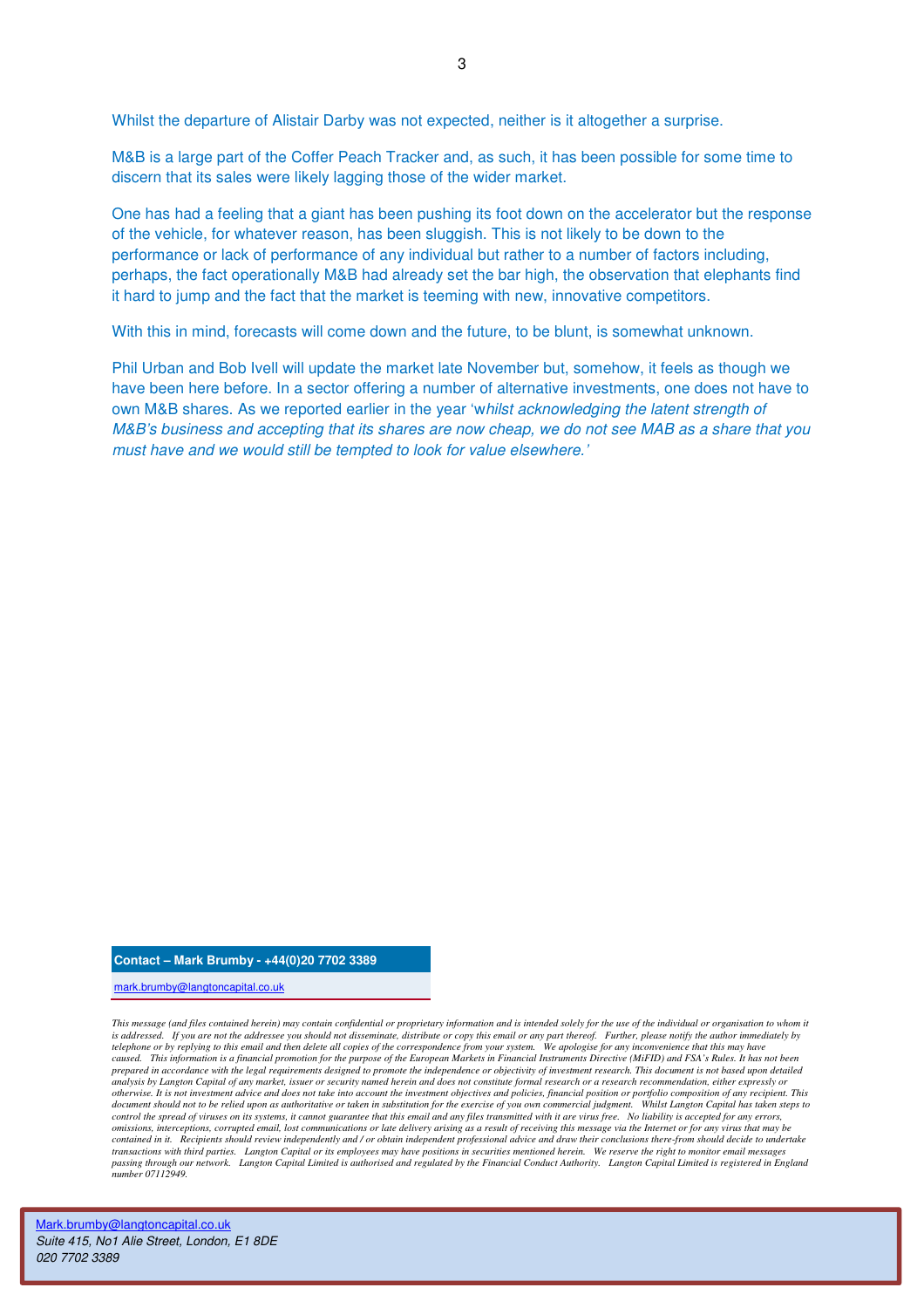Whilst the departure of Alistair Darby was not expected, neither is it altogether a surprise.

M&B is a large part of the Coffer Peach Tracker and, as such, it has been possible for some time to discern that its sales were likely lagging those of the wider market.

One has had a feeling that a giant has been pushing its foot down on the accelerator but the response of the vehicle, for whatever reason, has been sluggish. This is not likely to be down to the performance or lack of performance of any individual but rather to a number of factors including, perhaps, the fact operationally M&B had already set the bar high, the observation that elephants find it hard to jump and the fact that the market is teeming with new, innovative competitors.

With this in mind, forecasts will come down and the future, to be blunt, is somewhat unknown.

Phil Urban and Bob Ivell will update the market late November but, somehow, it feels as though we have been here before. In a sector offering a number of alternative investments, one does not have to own M&B shares. As we reported earlier in the year 'w*hilst acknowledging the latent strength of M&B's business and accepting that its shares are now cheap, we do not see MAB as a share that you must have and we would still be tempted to look for value elsewhere.'*

**Contact – Mark Brumby - +44(0)20 7702 3389**

mark.brumby@langtoncapital.co.uk

*This message (and files contained herein) may contain confidential or proprietary information and is intended solely for the use of the individual or organisation to whom it is addressed. If you are not the addressee you should not disseminate, distribute or copy this email or any part thereof. Further, please notify the author immediately by telephone or by replying to this email and then delete all copies of the correspondence from your system. We apologise for any inconvenience that this may have caused. This information is a financial promotion for the purpose of the European Markets in Financial Instruments Directive (MiFID) and FSA's Rules. It has not been prepared in accordance with the legal requirements designed to promote the independence or objectivity of investment research. This document is not based upon detailed analysis by Langton Capital of any market, issuer or security named herein and does not constitute formal research or a research recommendation, either expressly or otherwise. It is not investment advice and does not take into account the investment objectives and policies, financial position or portfolio composition of any recipient. This document should not to be relied upon as authoritative or taken in substitution for the exercise of you own commercial judgment. Whilst Langton Capital has taken steps to control the spread of viruses on its systems, it cannot guarantee that this email and any files transmitted with it are virus free. No liability is accepted for any errors, omissions, interceptions, corrupted email, lost communications or late delivery arising as a result of receiving this message via the Internet or for any virus that may be contained in it. Recipients should review independently and / or obtain independent professional advice and draw their conclusions there-from should decide to undertake transactions with third parties. Langton Capital or its employees may have positions in securities mentioned herein. We reserve the right to monitor email messages passing through our network. Langton Capital Limited is authorised and regulated by the Financial Conduct Authority. Langton Capital Limited is registered in England number 07112949.*

Mark.brumby@langtoncapital.co.uk
*Suite 415, No1 Alie Street, London, E1 8DE*
*020 7702 3389*